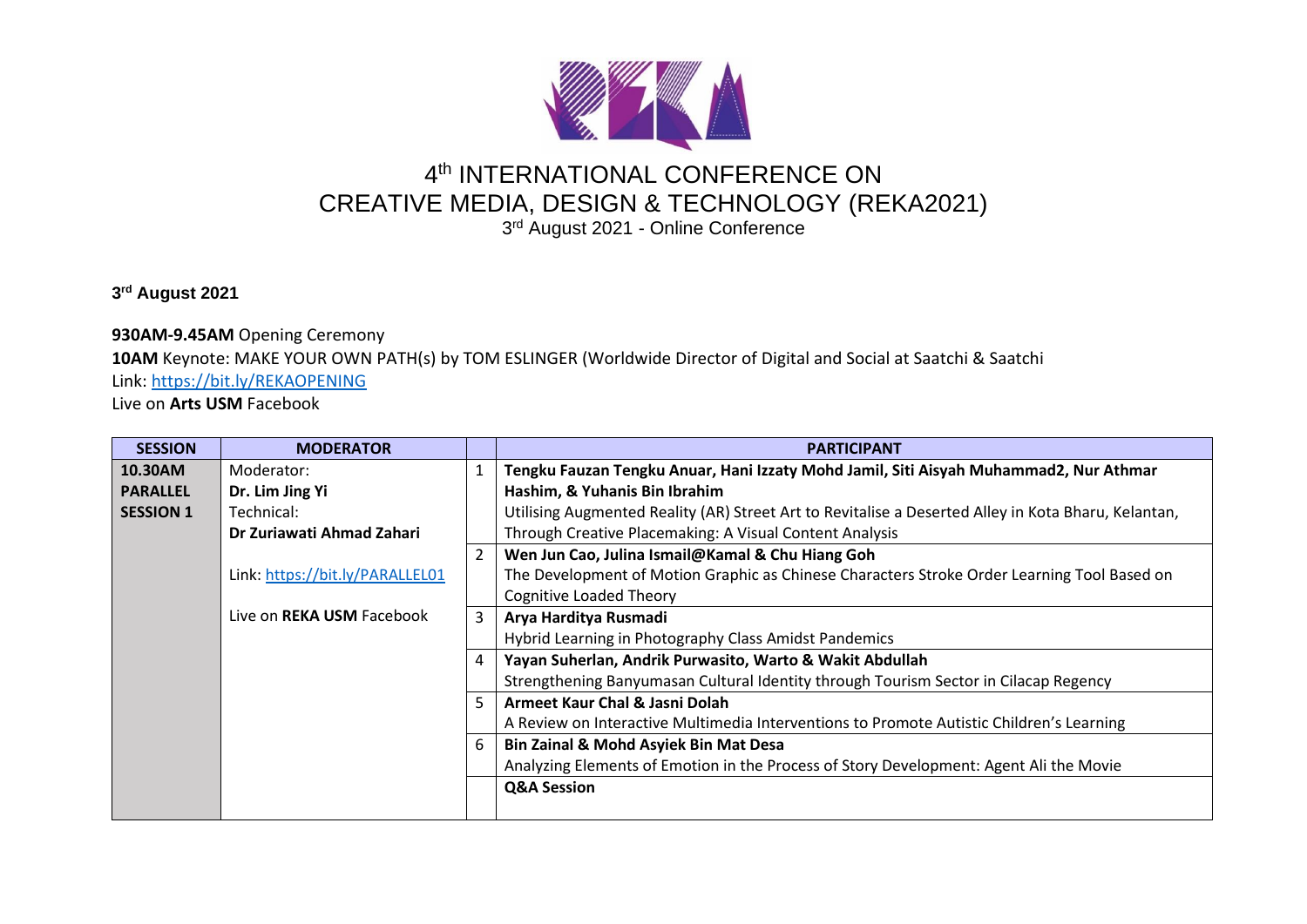# 4th INTERNATIONAL CONFERENCE ON CREATIVE MEDIA, DESIGN & TECHNOLOGY (REKA2021)

3rd August 2021 - Online Conference

**3rd August 2021**

**930AM-9.45AM** Opening Ceremony
**10AM** Keynote: MAKE YOUR OWN PATH(s) by TOM ESLINGER (Worldwide Director of Digital and Social at Saatchi & Saatchi
Link: https://bit.ly/REKAOPENING
Live on **Arts USM** Facebook

| SESSION | MODERATOR | | PARTICIPANT |
|---|---|---|---|
| **10.30AM PARALLEL SESSION 1** | Moderator: **Dr. Lim Jing Yi** Technical: **Dr Zuriawati Ahmad Zahari** Link: https://bit.ly/PARALLEL01 Live on **REKA USM** Facebook | 1 | **Tengku Fauzan Tengku Anuar, Hani Izzaty Mohd Jamil, Siti Aisyah Muhammad2, Nur Athmar Hashim, & Yuhanis Bin Ibrahim** Utilising Augmented Reality (AR) Street Art to Revitalise a Deserted Alley in Kota Bharu, Kelantan, Through Creative Placemaking: A Visual Content Analysis |
| | | 2 | **Wen Jun Cao, Julina Ismail@Kamal & Chu Hiang Goh** The Development of Motion Graphic as Chinese Characters Stroke Order Learning Tool Based on Cognitive Loaded Theory |
| | | 3 | **Arya Harditya Rusmadi** Hybrid Learning in Photography Class Amidst Pandemics |
| | | 4 | **Yayan Suherlan, Andrik Purwasito, Warto & Wakit Abdullah** Strengthening Banyumasan Cultural Identity through Tourism Sector in Cilacap Regency |
| | | 5 | **Armeet Kaur Chal & Jasni Dolah** A Review on Interactive Multimedia Interventions to Promote Autistic Children's Learning |
| | | 6 | **Bin Zainal & Mohd Asyiek Bin Mat Desa** Analyzing Elements of Emotion in the Process of Story Development: Agent Ali the Movie |
| | | | **Q&A Session** |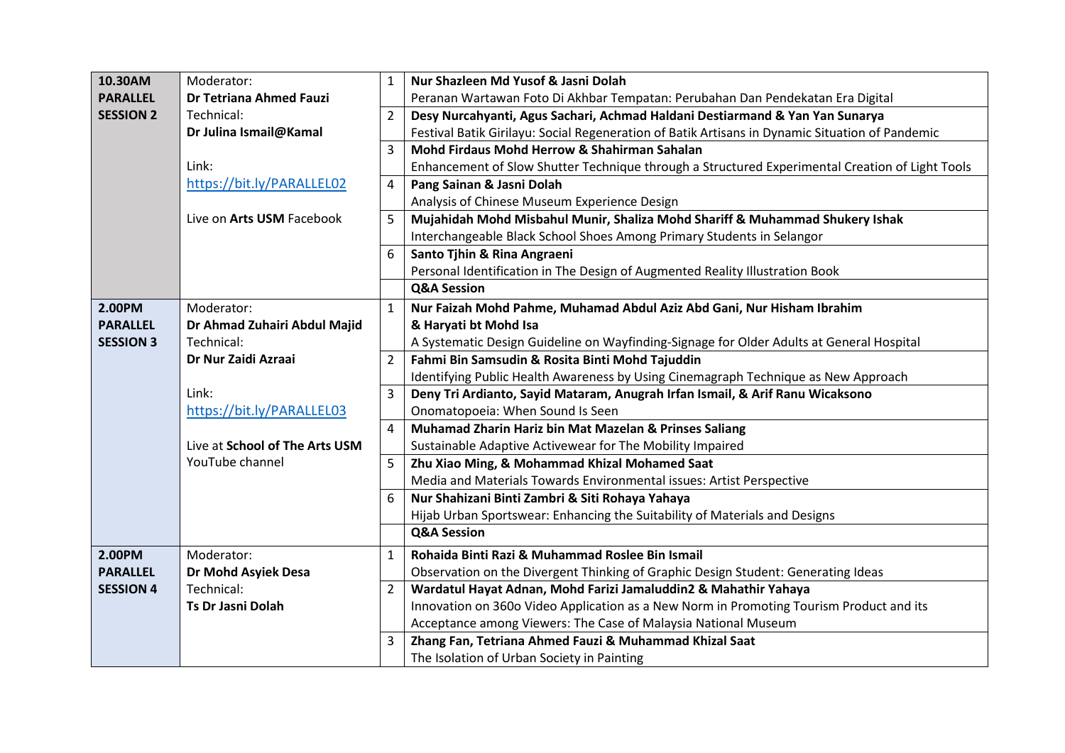| Session | Details | No. | Presentation |
| --- | --- | --- | --- |
| **10.30AM PARALLEL SESSION 2** | Moderator: **Dr Tetriana Ahmed Fauzi** Technical: **Dr Julina Ismail@Kamal** Link: https://bit.ly/PARALLEL02 Live on **Arts USM** Facebook | 1 | **Nur Shazleen Md Yusof & Jasni Dolah** Peranan Wartawan Foto Di Akhbar Tempatan: Perubahan Dan Pendekatan Era Digital |
| | | 2 | **Desy Nurcahyanti, Agus Sachari, Achmad Haldani Destiarmand & Yan Yan Sunarya** Festival Batik Girilayu: Social Regeneration of Batik Artisans in Dynamic Situation of Pandemic |
| | | 3 | **Mohd Firdaus Mohd Herrow & Shahirman Sahalan** Enhancement of Slow Shutter Technique through a Structured Experimental Creation of Light Tools |
| | | 4 | **Pang Sainan & Jasni Dolah** Analysis of Chinese Museum Experience Design |
| | | 5 | **Mujahidah Mohd Misbahul Munir, Shaliza Mohd Shariff & Muhammad Shukery Ishak** Interchangeable Black School Shoes Among Primary Students in Selangor |
| | | 6 | **Santo Tjhin & Rina Angraeni** Personal Identification in The Design of Augmented Reality Illustration Book |
| | | | **Q&A Session** |
| **2.00PM PARALLEL SESSION 3** | Moderator: **Dr Ahmad Zuhairi Abdul Majid** Technical: **Dr Nur Zaidi Azraai** Link: https://bit.ly/PARALLEL03 Live at **School of The Arts USM** YouTube channel | 1 | **Nur Faizah Mohd Pahme, Muhamad Abdul Aziz Abd Gani, Nur Hisham Ibrahim & Haryati bt Mohd Isa** A Systematic Design Guideline on Wayfinding-Signage for Older Adults at General Hospital |
| | | 2 | **Fahmi Bin Samsudin & Rosita Binti Mohd Tajuddin** Identifying Public Health Awareness by Using Cinemagraph Technique as New Approach |
| | | 3 | **Deny Tri Ardianto, Sayid Mataram, Anugrah Irfan Ismail, & Arif Ranu Wicaksono** Onomatopoeia: When Sound Is Seen |
| | | 4 | **Muhamad Zharin Hariz bin Mat Mazelan & Prinses Saliang** Sustainable Adaptive Activewear for The Mobility Impaired |
| | | 5 | **Zhu Xiao Ming, & Mohammad Khizal Mohamed Saat** Media and Materials Towards Environmental issues: Artist Perspective |
| | | 6 | **Nur Shahizani Binti Zambri & Siti Rohaya Yahaya** Hijab Urban Sportswear: Enhancing the Suitability of Materials and Designs |
| | | | **Q&A Session** |
| **2.00PM PARALLEL SESSION 4** | Moderator: **Dr Mohd Asyiek Desa** Technical: **Ts Dr Jasni Dolah** | 1 | **Rohaida Binti Razi & Muhammad Roslee Bin Ismail** Observation on the Divergent Thinking of Graphic Design Student: Generating Ideas |
| | | 2 | **Wardatul Hayat Adnan, Mohd Farizi Jamaluddin2 & Mahathir Yahaya** Innovation on 360o Video Application as a New Norm in Promoting Tourism Product and its Acceptance among Viewers: The Case of Malaysia National Museum |
| | | 3 | **Zhang Fan, Tetriana Ahmed Fauzi & Muhammad Khizal Saat** The Isolation of Urban Society in Painting |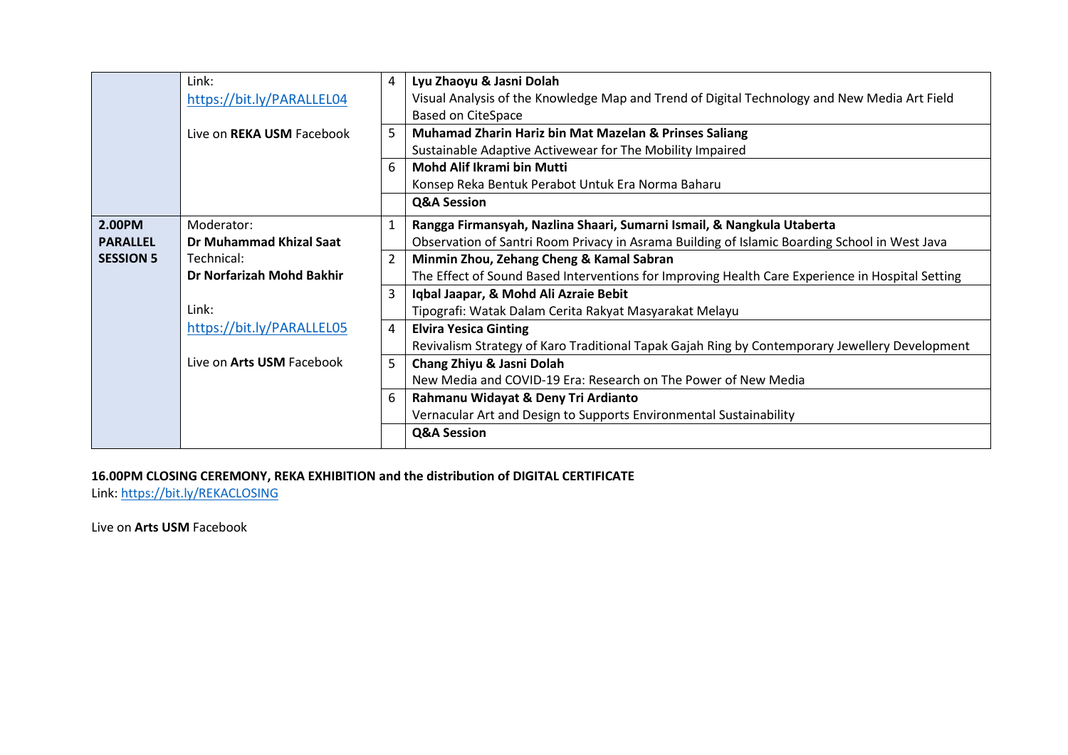| | | | |
|---|---|---|---|
| | Link: https://bit.ly/PARALLEL04<br><br>Live on **REKA USM** Facebook | 4 | **Lyu Zhaoyu & Jasni Dolah**<br>Visual Analysis of the Knowledge Map and Trend of Digital Technology and New Media Art Field Based on CiteSpace |
| | | 5 | **Muhamad Zharin Hariz bin Mat Mazelan & Prinses Saliang**<br>Sustainable Adaptive Activewear for The Mobility Impaired |
| | | 6 | **Mohd Alif Ikrami bin Mutti**<br>Konsep Reka Bentuk Perabot Untuk Era Norma Baharu |
| | | | **Q&A Session** |
| **2.00PM PARALLEL SESSION 5** | Moderator:<br>**Dr Muhammad Khizal Saat**<br>Technical:<br>**Dr Norfarizah Mohd Bakhir**<br><br>Link:<br>https://bit.ly/PARALLEL05<br><br>Live on **Arts USM** Facebook | 1 | **Rangga Firmansyah, Nazlina Shaari, Sumarni Ismail, & Nangkula Utaberta**<br>Observation of Santri Room Privacy in Asrama Building of Islamic Boarding School in West Java |
| | | 2 | **Minmin Zhou, Zehang Cheng & Kamal Sabran**<br>The Effect of Sound Based Interventions for Improving Health Care Experience in Hospital Setting |
| | | 3 | **Iqbal Jaapar, & Mohd Ali Azraie Bebit**<br>Tipografi: Watak Dalam Cerita Rakyat Masyarakat Melayu |
| | | 4 | **Elvira Yesica Ginting**<br>Revivalism Strategy of Karo Traditional Tapak Gajah Ring by Contemporary Jewellery Development |
| | | 5 | **Chang Zhiyu & Jasni Dolah**<br>New Media and COVID-19 Era: Research on The Power of New Media |
| | | 6 | **Rahmanu Widayat & Deny Tri Ardianto**<br>Vernacular Art and Design to Supports Environmental Sustainability |
| | | | **Q&A Session** |

**16.00PM CLOSING CEREMONY, REKA EXHIBITION and the distribution of DIGITAL CERTIFICATE**
Link: https://bit.ly/REKACLOSING

Live on **Arts USM** Facebook